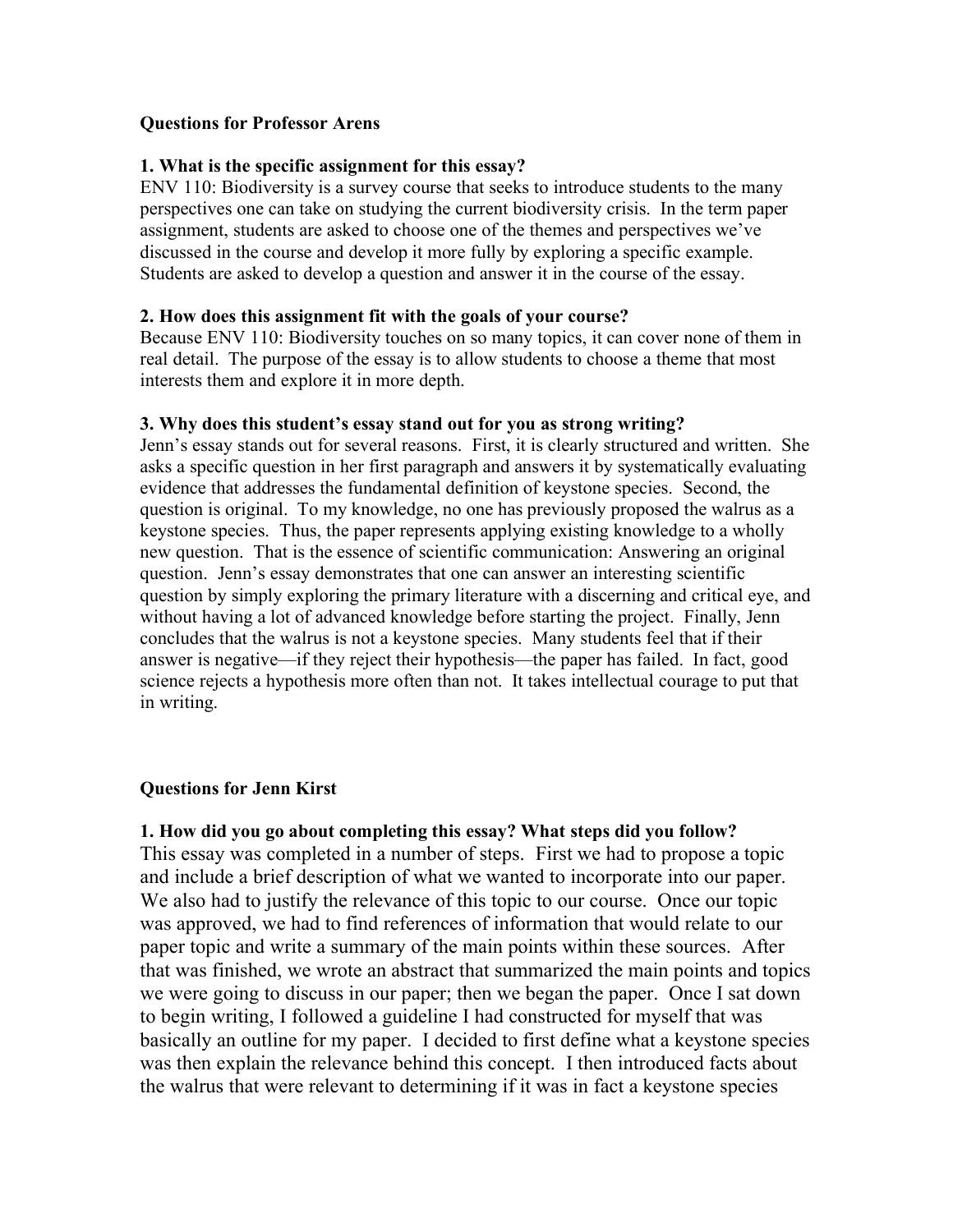**Questions for Professor Arens**

**1. What is the specific assignment for this essay?**

ENV 110: Biodiversity is a survey course that seeks to introduce students to the many perspectives one can take on studying the current biodiversity crisis. In the term paper assignment, students are asked to choose one of the themes and perspectives we've discussed in the course and develop it more fully by exploring a specific example. Students are asked to develop a question and answer it in the course of the essay.

**2. How does this assignment fit with the goals of your course?**

Because ENV 110: Biodiversity touches on so many topics, it can cover none of them in real detail. The purpose of the essay is to allow students to choose a theme that most interests them and explore it in more depth.

**3. Why does this student's essay stand out for you as strong writing?**

Jenn's essay stands out for several reasons. First, it is clearly structured and written. She asks a specific question in her first paragraph and answers it by systematically evaluating evidence that addresses the fundamental definition of keystone species. Second, the question is original. To my knowledge, no one has previously proposed the walrus as a keystone species. Thus, the paper represents applying existing knowledge to a wholly new question. That is the essence of scientific communication: Answering an original question. Jenn's essay demonstrates that one can answer an interesting scientific question by simply exploring the primary literature with a discerning and critical eye, and without having a lot of advanced knowledge before starting the project. Finally, Jenn concludes that the walrus is not a keystone species. Many students feel that if their answer is negative—if they reject their hypothesis—the paper has failed. In fact, good science rejects a hypothesis more often than not. It takes intellectual courage to put that in writing.

**Questions for Jenn Kirst**

**1. How did you go about completing this essay? What steps did you follow?**

This essay was completed in a number of steps. First we had to propose a topic and include a brief description of what we wanted to incorporate into our paper. We also had to justify the relevance of this topic to our course. Once our topic was approved, we had to find references of information that would relate to our paper topic and write a summary of the main points within these sources. After that was finished, we wrote an abstract that summarized the main points and topics we were going to discuss in our paper; then we began the paper. Once I sat down to begin writing, I followed a guideline I had constructed for myself that was basically an outline for my paper. I decided to first define what a keystone species was then explain the relevance behind this concept. I then introduced facts about the walrus that were relevant to determining if it was in fact a keystone species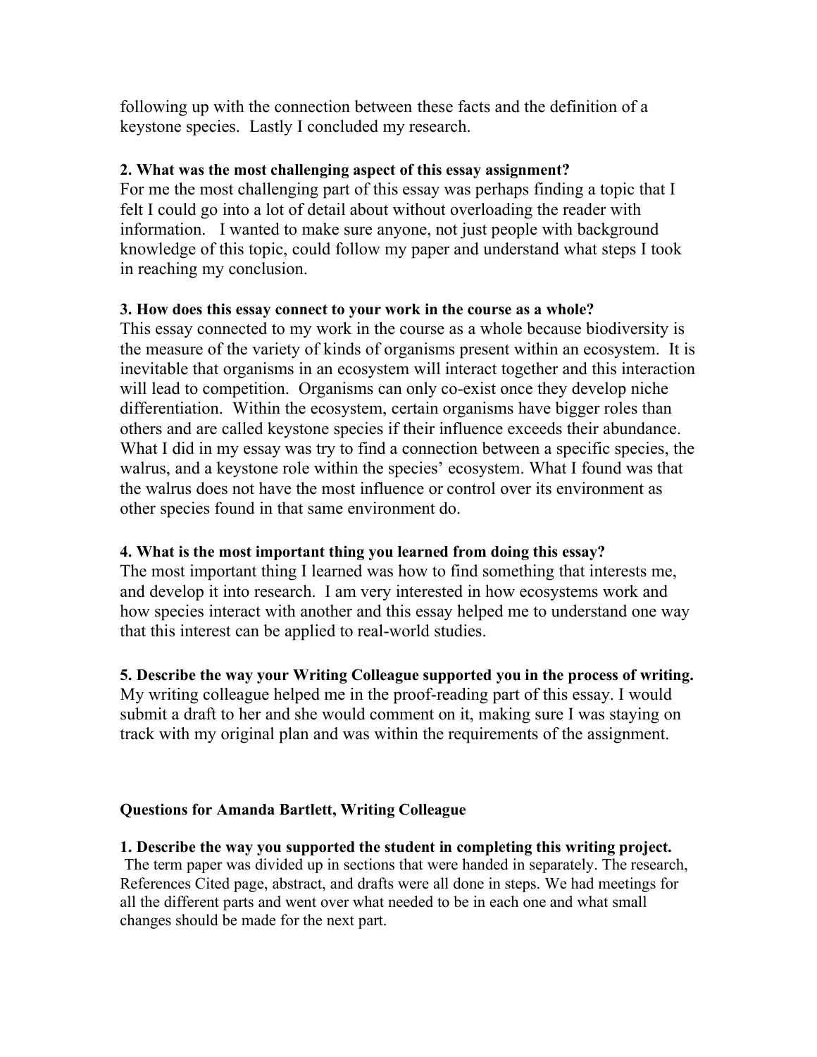following up with the connection between these facts and the definition of a keystone species. Lastly I concluded my research.

**2. What was the most challenging aspect of this essay assignment?**

For me the most challenging part of this essay was perhaps finding a topic that I felt I could go into a lot of detail about without overloading the reader with information. I wanted to make sure anyone, not just people with background knowledge of this topic, could follow my paper and understand what steps I took in reaching my conclusion.

**3. How does this essay connect to your work in the course as a whole?**

This essay connected to my work in the course as a whole because biodiversity is the measure of the variety of kinds of organisms present within an ecosystem. It is inevitable that organisms in an ecosystem will interact together and this interaction will lead to competition. Organisms can only co-exist once they develop niche differentiation. Within the ecosystem, certain organisms have bigger roles than others and are called keystone species if their influence exceeds their abundance. What I did in my essay was try to find a connection between a specific species, the walrus, and a keystone role within the species' ecosystem. What I found was that the walrus does not have the most influence or control over its environment as other species found in that same environment do.

**4. What is the most important thing you learned from doing this essay?**

The most important thing I learned was how to find something that interests me, and develop it into research. I am very interested in how ecosystems work and how species interact with another and this essay helped me to understand one way that this interest can be applied to real-world studies.

**5. Describe the way your Writing Colleague supported you in the process of writing.**

My writing colleague helped me in the proof-reading part of this essay. I would submit a draft to her and she would comment on it, making sure I was staying on track with my original plan and was within the requirements of the assignment.

**Questions for Amanda Bartlett, Writing Colleague**

**1. Describe the way you supported the student in completing this writing project.**

The term paper was divided up in sections that were handed in separately. The research, References Cited page, abstract, and drafts were all done in steps. We had meetings for all the different parts and went over what needed to be in each one and what small changes should be made for the next part.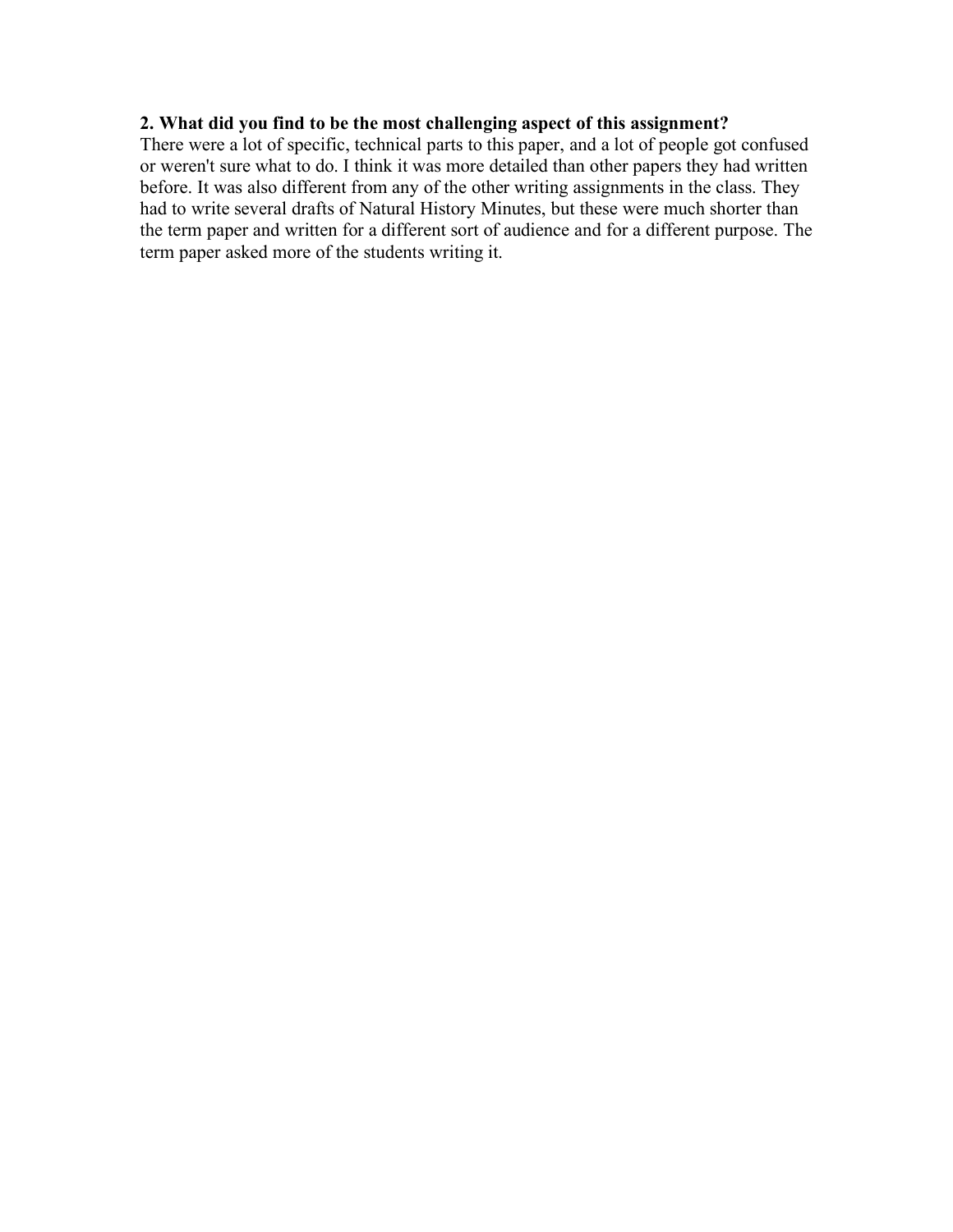**2. What did you find to be the most challenging aspect of this assignment?**

There were a lot of specific, technical parts to this paper, and a lot of people got confused or weren't sure what to do. I think it was more detailed than other papers they had written before. It was also different from any of the other writing assignments in the class. They had to write several drafts of Natural History Minutes, but these were much shorter than the term paper and written for a different sort of audience and for a different purpose. The term paper asked more of the students writing it.